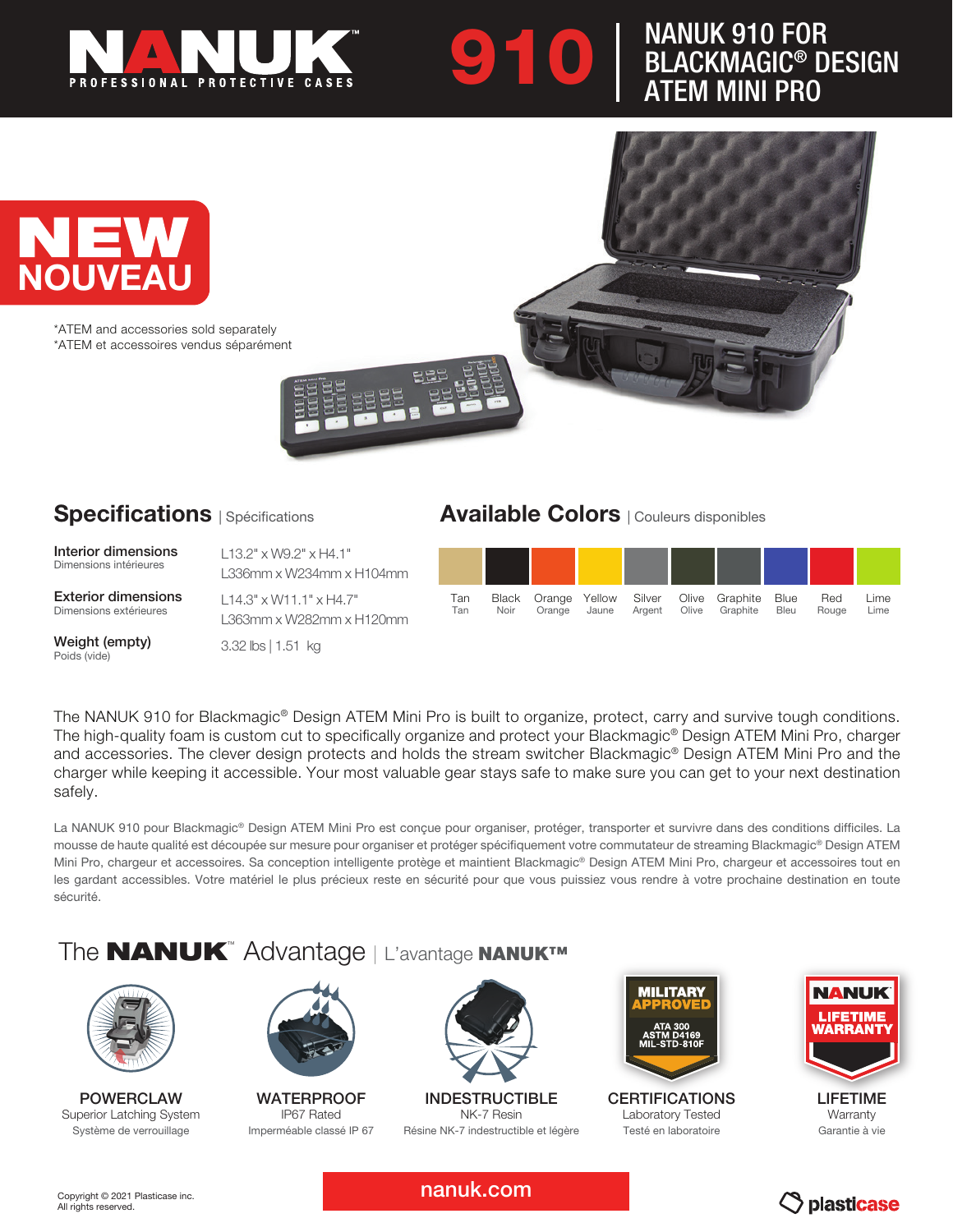# NANUK PROFESSIONAL PROTECTIVE CASES

# 910 | NANUK 910 FOR BLACKMAGIC® DESIGN ATEM MINI PRO

**NEW NOUVEAU**

*ATEM and accessories sold separately
*ATEM et accessoires vendus séparément

## Specifications | Spécifications

| | |
|---|---|
| **Interior dimensions** Dimensions intérieures | L13.2" x W9.2" x H4.1" L336mm x W234mm x H104mm |
| **Exterior dimensions** Dimensions extérieures | L14.3" x W11.1" x H4.7" L363mm x W282mm x H120mm |
| **Weight (empty)** Poids (vide) | 3.32 lbs \| 1.51 kg |

## Available Colors | Couleurs disponibles

| Tan | Black | Orange | Yellow | Silver | Olive | Graphite | Blue | Red | Lime |
|---|---|---|---|---|---|---|---|---|---|
| Tan | Noir | Orange | Jaune | Argent | Olive | Graphite | Bleu | Rouge | Lime |

The NANUK 910 for Blackmagic® Design ATEM Mini Pro is built to organize, protect, carry and survive tough conditions. The high-quality foam is custom cut to specifically organize and protect your Blackmagic® Design ATEM Mini Pro, charger and accessories. The clever design protects and holds the stream switcher Blackmagic® Design ATEM Mini Pro and the charger while keeping it accessible. Your most valuable gear stays safe to make sure you can get to your next destination safely.

La NANUK 910 pour Blackmagic® Design ATEM Mini Pro est conçue pour organiser, protéger, transporter et survivre dans des conditions difficiles. La mousse de haute qualité est découpée sur mesure pour organiser et protéger spécifiquement votre commutateur de streaming Blackmagic® Design ATEM Mini Pro, chargeur et accessoires. Sa conception intelligente protège et maintient Blackmagic® Design ATEM Mini Pro, chargeur et accessoires tout en les gardant accessibles. Votre matériel le plus précieux reste en sécurité pour que vous puissiez vous rendre à votre prochaine destination en toute sécurité.

## The NANUK™ Advantage | L'avantage NANUK™

**POWERCLAW**
Superior Latching System
Système de verrouillage

**WATERPROOF**
IP67 Rated
Imperméable classé IP 67

**INDESTRUCTIBLE**
NK-7 Resin
Résine NK-7 indestructible et légère

**CERTIFICATIONS**
MILITARY APPROVED — ATA 300, ASTM D4169, MIL-STD-810F
Laboratory Tested
Testé en laboratoire

**LIFETIME**
NANUK LIFETIME WARRANTY
Warranty
Garantie à vie

Copyright © 2021 Plasticase inc.
All rights reserved.

nanuk.com

plasticase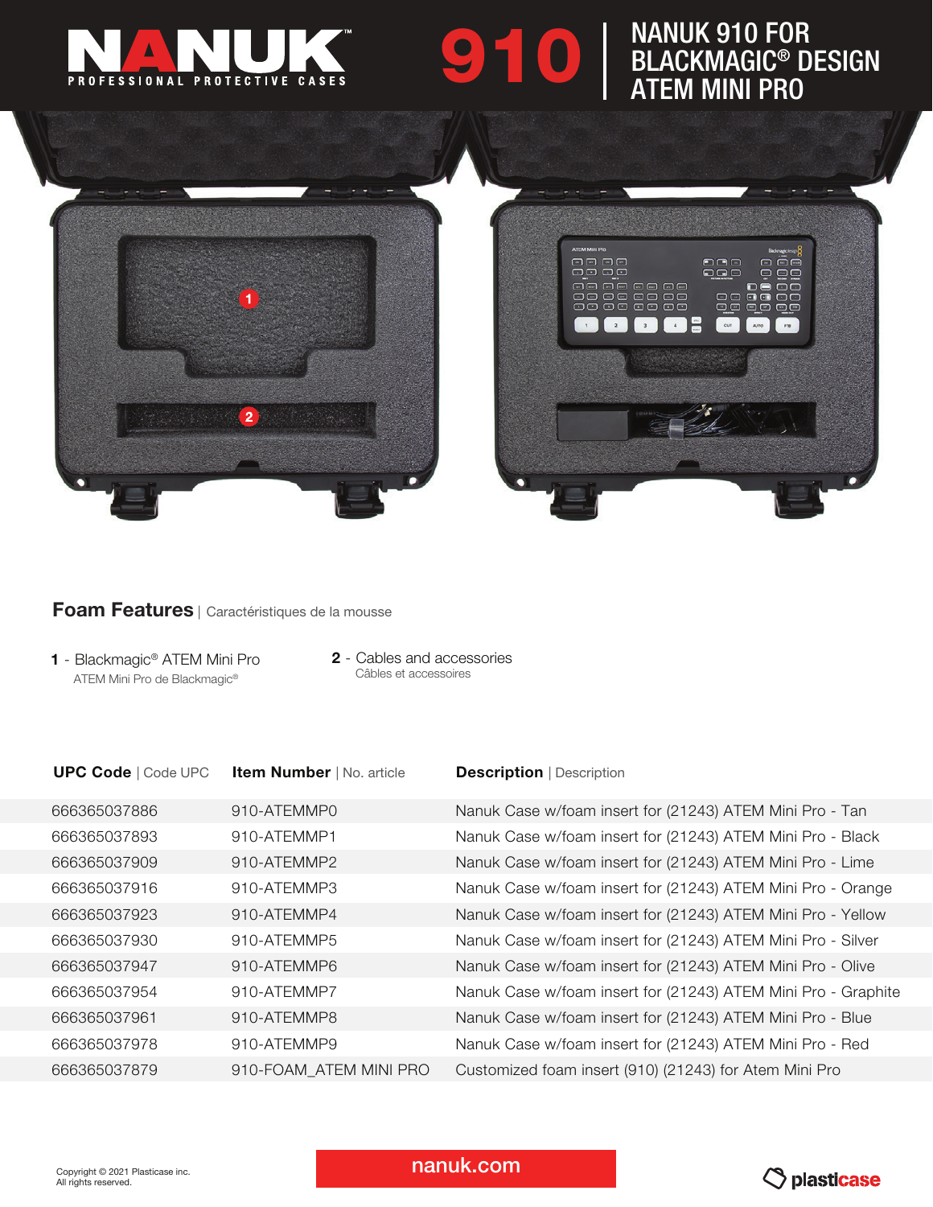# NANUK 910 FOR BLACKMAGIC® DESIGN ATEM MINI PRO

NANUK
PROFESSIONAL PROTECTIVE CASES

910

## Foam Features | Caractéristiques de la mousse

**1** - Blackmagic® ATEM Mini Pro
ATEM Mini Pro de Blackmagic®

**2** - Cables and accessories
Câbles et accessoires

| **UPC Code** \| Code UPC | **Item Number** \| No. article | **Description** \| Description |
|---|---|---|
| 666365037886 | 910-ATEMMP0 | Nanuk Case w/foam insert for (21243) ATEM Mini Pro - Tan |
| 666365037893 | 910-ATEMMP1 | Nanuk Case w/foam insert for (21243) ATEM Mini Pro - Black |
| 666365037909 | 910-ATEMMP2 | Nanuk Case w/foam insert for (21243) ATEM Mini Pro - Lime |
| 666365037916 | 910-ATEMMP3 | Nanuk Case w/foam insert for (21243) ATEM Mini Pro - Orange |
| 666365037923 | 910-ATEMMP4 | Nanuk Case w/foam insert for (21243) ATEM Mini Pro - Yellow |
| 666365037930 | 910-ATEMMP5 | Nanuk Case w/foam insert for (21243) ATEM Mini Pro - Silver |
| 666365037947 | 910-ATEMMP6 | Nanuk Case w/foam insert for (21243) ATEM Mini Pro - Olive |
| 666365037954 | 910-ATEMMP7 | Nanuk Case w/foam insert for (21243) ATEM Mini Pro - Graphite |
| 666365037961 | 910-ATEMMP8 | Nanuk Case w/foam insert for (21243) ATEM Mini Pro - Blue |
| 666365037978 | 910-ATEMMP9 | Nanuk Case w/foam insert for (21243) ATEM Mini Pro - Red |
| 666365037879 | 910-FOAM_ATEM MINI PRO | Customized foam insert (910) (21243) for Atem Mini Pro |

Copyright © 2021 Plasticase inc.
All rights reserved.

nanuk.com

plasticase